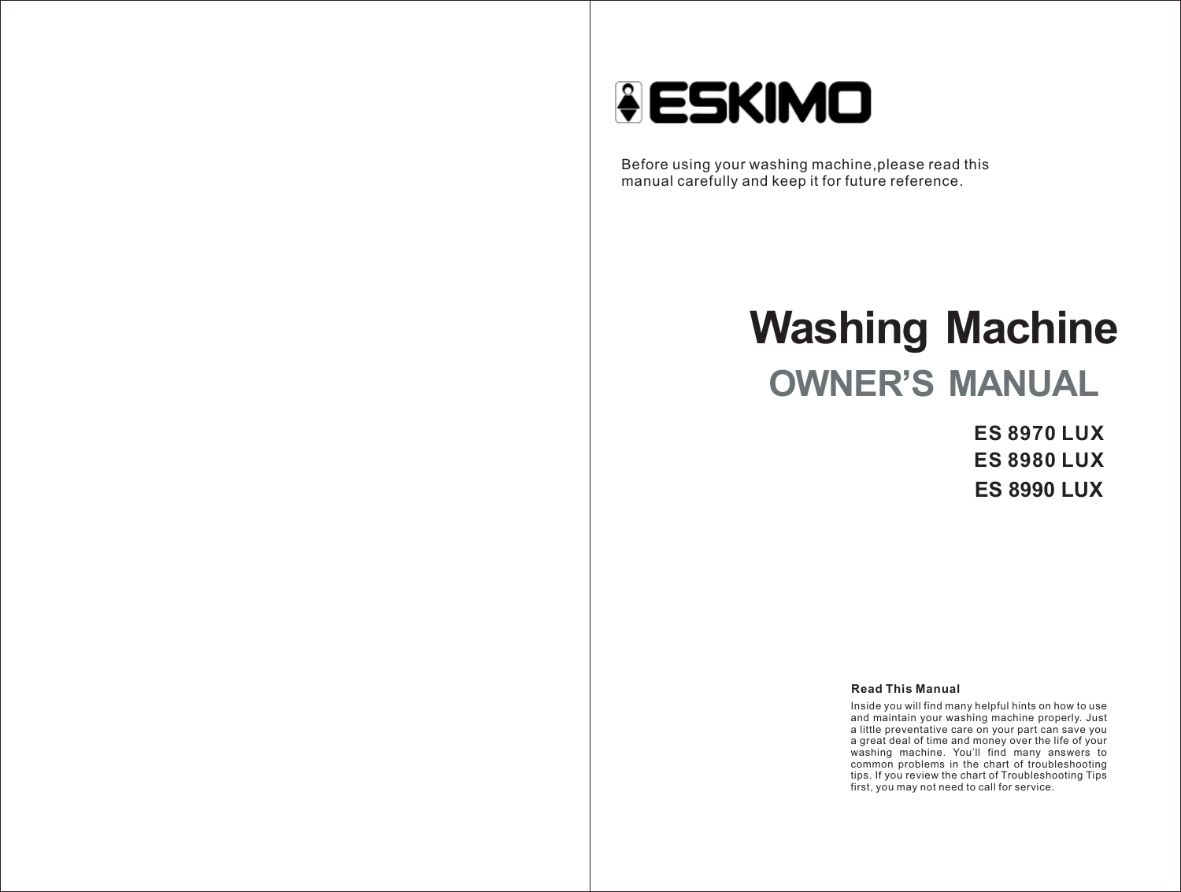# ESKIMO

Before using your washing machine,please read this manual carefully and keep it for future reference.

# Washing Machine

## OWNER'S MANUAL

**ES 8970 LUX**
**ES 8980 LUX**
**ES 8990 LUX**

**Read This Manual**

Inside you will find many helpful hints on how to use and maintain your washing machine properly. Just a little preventative care on your part can save you a great deal of time and money over the life of your washing machine. You'll find many answers to common problems in the chart of troubleshooting tips. If you review the chart of Troubleshooting Tips first, you may not need to call for service.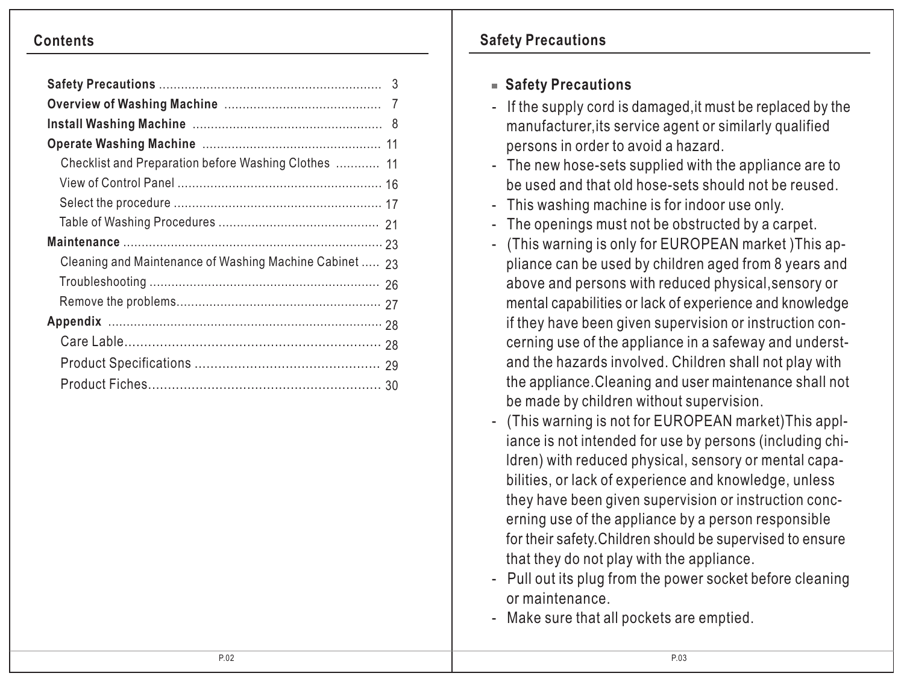## Contents

| | |
|---|---|
| **Safety Precautions** | 3 |
| **Overview of Washing Machine** | 7 |
| **Install Washing Machine** | 8 |
| **Operate Washing Machine** | 11 |
| Checklist and Preparation before Washing Clothes | 11 |
| View of Control Panel | 16 |
| Select the procedure | 17 |
| Table of Washing Procedures | 21 |
| **Maintenance** | 23 |
| Cleaning and Maintenance of Washing Machine Cabinet | 23 |
| Troubleshooting | 26 |
| Remove the problems | 27 |
| **Appendix** | 28 |
| Care Lable | 28 |
| Product Specifications | 29 |
| Product Fiches | 30 |

## Safety Precautions

### Safety Precautions

- If the supply cord is damaged,it must be replaced by the manufacturer,its service agent or similarly qualified persons in order to avoid a hazard.
- The new hose-sets supplied with the appliance are to be used and that old hose-sets should not be reused.
- This washing machine is for indoor use only.
- The openings must not be obstructed by a carpet.
- (This warning is only for EUROPEAN market )This appliance can be used by children aged from 8 years and above and persons with reduced physical,sensory or mental capabilities or lack of experience and knowledge if they have been given supervision or instruction concerning use of the appliance in a safeway and understand the hazards involved. Children shall not play with the appliance.Cleaning and user maintenance shall not be made by children without supervision.
- (This warning is not for EUROPEAN market)This appliance is not intended for use by persons (including children) with reduced physical, sensory or mental capabilities, or lack of experience and knowledge, unless they have been given supervision or instruction concerning use of the appliance by a person responsible for their safety.Children should be supervised to ensure that they do not play with the appliance.
- Pull out its plug from the power socket before cleaning or maintenance.
- Make sure that all pockets are emptied.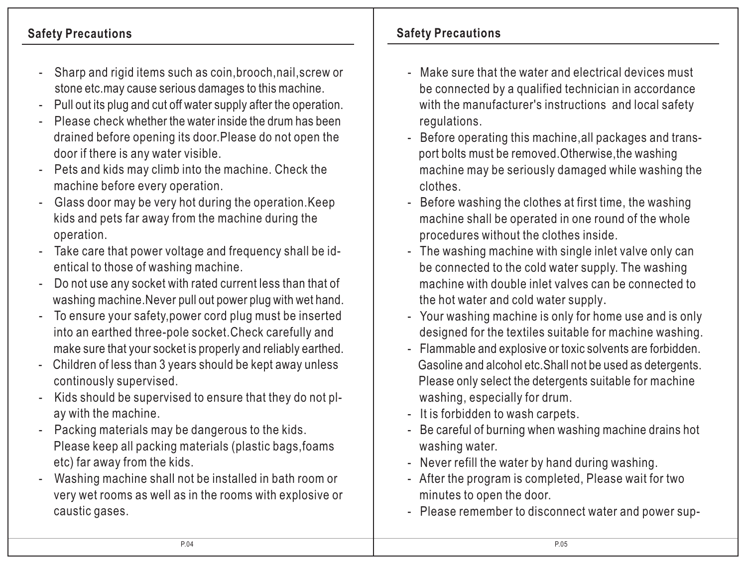## Safety Precautions

- Sharp and rigid items such as coin,brooch,nail,screw or stone etc.may cause serious damages to this machine.
- Pull out its plug and cut off water supply after the operation.
- Please check whether the water inside the drum has been drained before opening its door.Please do not open the door if there is any water visible.
- Pets and kids may climb into the machine. Check the machine before every operation.
- Glass door may be very hot during the operation.Keep kids and pets far away from the machine during the operation.
- Take care that power voltage and frequency shall be identical to those of washing machine.
- Do not use any socket with rated current less than that of washing machine.Never pull out power plug with wet hand.
- To ensure your safety,power cord plug must be inserted into an earthed three-pole socket.Check carefully and make sure that your socket is properly and reliably earthed.
- Children of less than 3 years should be kept away unless continously supervised.
- Kids should be supervised to ensure that they do not play with the machine.
- Packing materials may be dangerous to the kids. Please keep all packing materials (plastic bags,foams etc) far away from the kids.
- Washing machine shall not be installed in bath room or very wet rooms as well as in the rooms with explosive or caustic gases.

## Safety Precautions

- Make sure that the water and electrical devices must be connected by a qualified technician in accordance with the manufacturer's instructions and local safety regulations.
- Before operating this machine,all packages and transport bolts must be removed.Otherwise,the washing machine may be seriously damaged while washing the clothes.
- Before washing the clothes at first time, the washing machine shall be operated in one round of the whole procedures without the clothes inside.
- The washing machine with single inlet valve only can be connected to the cold water supply. The washing machine with double inlet valves can be connected to the hot water and cold water supply.
- Your washing machine is only for home use and is only designed for the textiles suitable for machine washing.
- Flammable and explosive or toxic solvents are forbidden. Gasoline and alcohol etc.Shall not be used as detergents. Please only select the detergents suitable for machine washing, especially for drum.
- It is forbidden to wash carpets.
- Be careful of burning when washing machine drains hot washing water.
- Never refill the water by hand during washing.
- After the program is completed, Please wait for two minutes to open the door.
- Please remember to disconnect water and power sup-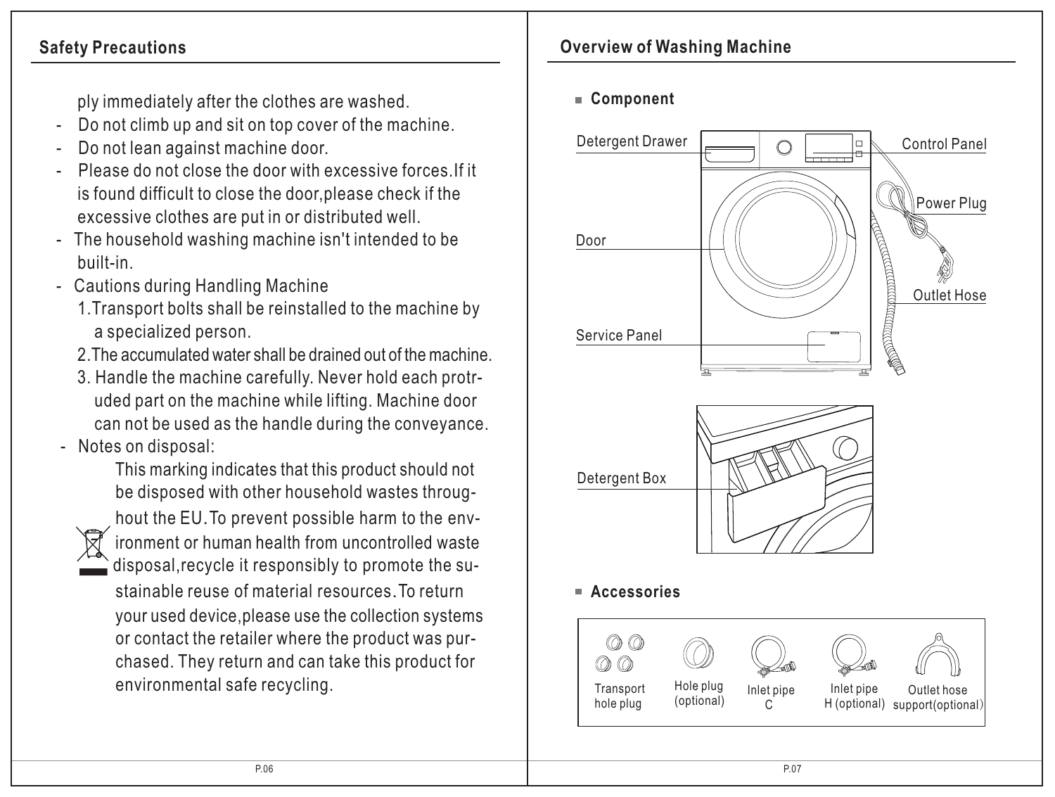## Safety Precautions

ply immediately after the clothes are washed.

- Do not climb up and sit on top cover of the machine.
- Do not lean against machine door.
- Please do not close the door with excessive forces.If it is found difficult to close the door,please check if the excessive clothes are put in or distributed well.
- The household washing machine isn't intended to be built-in.
- Cautions during Handling Machine
  1. Transport bolts shall be reinstalled to the machine by a specialized person.
  2. The accumulated water shall be drained out of the machine.
  3. Handle the machine carefully. Never hold each protruded part on the machine while lifting. Machine door can not be used as the handle during the conveyance.
- Notes on disposal:

  This marking indicates that this product should not be disposed with other household wastes throughout the EU.To prevent possible harm to the environment or human health from uncontrolled waste disposal,recycle it responsibly to promote the sustainable reuse of material resources.To return your used device,please use the collection systems or contact the retailer where the product was purchased. They return and can take this product for environmental safe recycling.

## Overview of Washing Machine

### Component

Detergent Drawer

Control Panel

Power Plug

Door

Outlet Hose

Service Panel

Detergent Box

### Accessories

| Transport hole plug | Hole plug (optional) | Inlet pipe C | Inlet pipe H (optional) | Outlet hose support(optional) |
|---|---|---|---|---|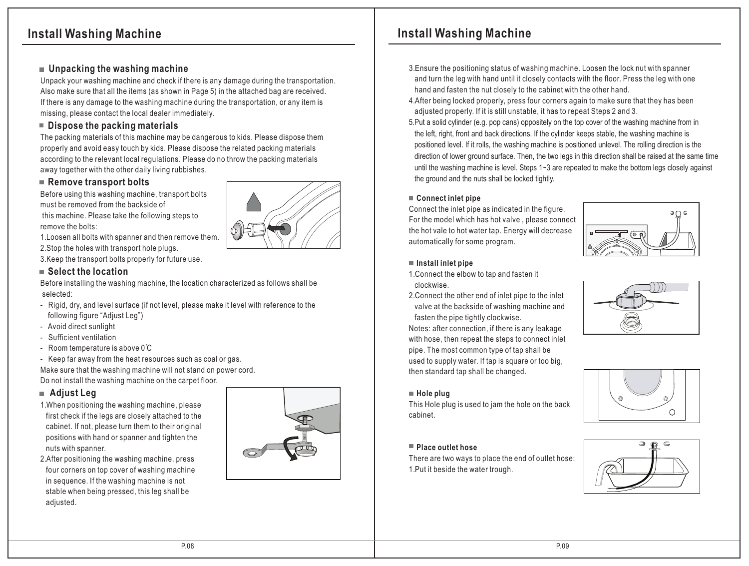# Install Washing Machine

## Unpacking the washing machine

Unpack your washing machine and check if there is any damage during the transportation. Also make sure that all the items (as shown in Page 5) in the attached bag are received. If there is any damage to the washing machine during the transportation, or any item is missing, please contact the local dealer immediately.

## Dispose the packing materials

The packing materials of this machine may be dangerous to kids. Please dispose them properly and avoid easy touch by kids. Please dispose the related packing materials according to the relevant local regulations. Please do no throw the packing materials away together with the other daily living rubbishes.

## Remove transport bolts

Before using this washing machine, transport bolts must be removed from the backside of this machine. Please take the following steps to remove the bolts:

1. Loosen all bolts with spanner and then remove them.
2. Stop the holes with transport hole plugs.
3. Keep the transport bolts properly for future use.

## Select the location

Before installing the washing machine, the location characterized as follows shall be selected:

- Rigid, dry, and level surface (if not level, please make it level with reference to the following figure "Adjust Leg")
- Avoid direct sunlight
- Sufficient ventilation
- Room temperature is above 0℃
- Keep far away from the heat resources such as coal or gas.

Make sure that the washing machine will not stand on power cord.
Do not install the washing machine on the carpet floor.

## Adjust Leg

1. When positioning the washing machine, please first check if the legs are closely attached to the cabinet. If not, please turn them to their original positions with hand or spanner and tighten the nuts with spanner.
2. After positioning the washing machine, press four corners on top cover of washing machine in sequence. If the washing machine is not stable when being pressed, this leg shall be adjusted.
3. Ensure the positioning status of washing machine. Loosen the lock nut with spanner and turn the leg with hand until it closely contacts with the floor. Press the leg with one hand and fasten the nut closely to the cabinet with the other hand.
4. After being locked properly, press four corners again to make sure that they has been adjusted properly. If it is still unstable, it has to repeat Steps 2 and 3.
5. Put a solid cylinder (e.g. pop cans) oppositely on the top cover of the washing machine from in the left, right, front and back directions. If the cylinder keeps stable, the washing machine is positioned level. If it rolls, the washing machine is positioned unlevel. The rolling direction is the direction of lower ground surface. Then, the two legs in this direction shall be raised at the same time until the washing machine is level. Steps 1~3 are repeated to make the bottom legs closely against the ground and the nuts shall be locked tightly.

## Connect inlet pipe

Connect the inlet pipe as indicated in the figure. For the model which has hot valve , please connect the hot vale to hot water tap. Energy will decrease automatically for some program.

## Install inlet pipe

1. Connect the elbow to tap and fasten it clockwise.
2. Connect the other end of inlet pipe to the inlet valve at the backside of washing machine and fasten the pipe tightly clockwise.

Notes: after connection, if there is any leakage with hose, then repeat the steps to connect inlet pipe. The most common type of tap shall be used to supply water. If tap is square or too big, then standard tap shall be changed.

## Hole plug

This Hole plug is used to jam the hole on the back cabinet.

## Place outlet hose

There are two ways to place the end of outlet hose:

1. Put it beside the water trough.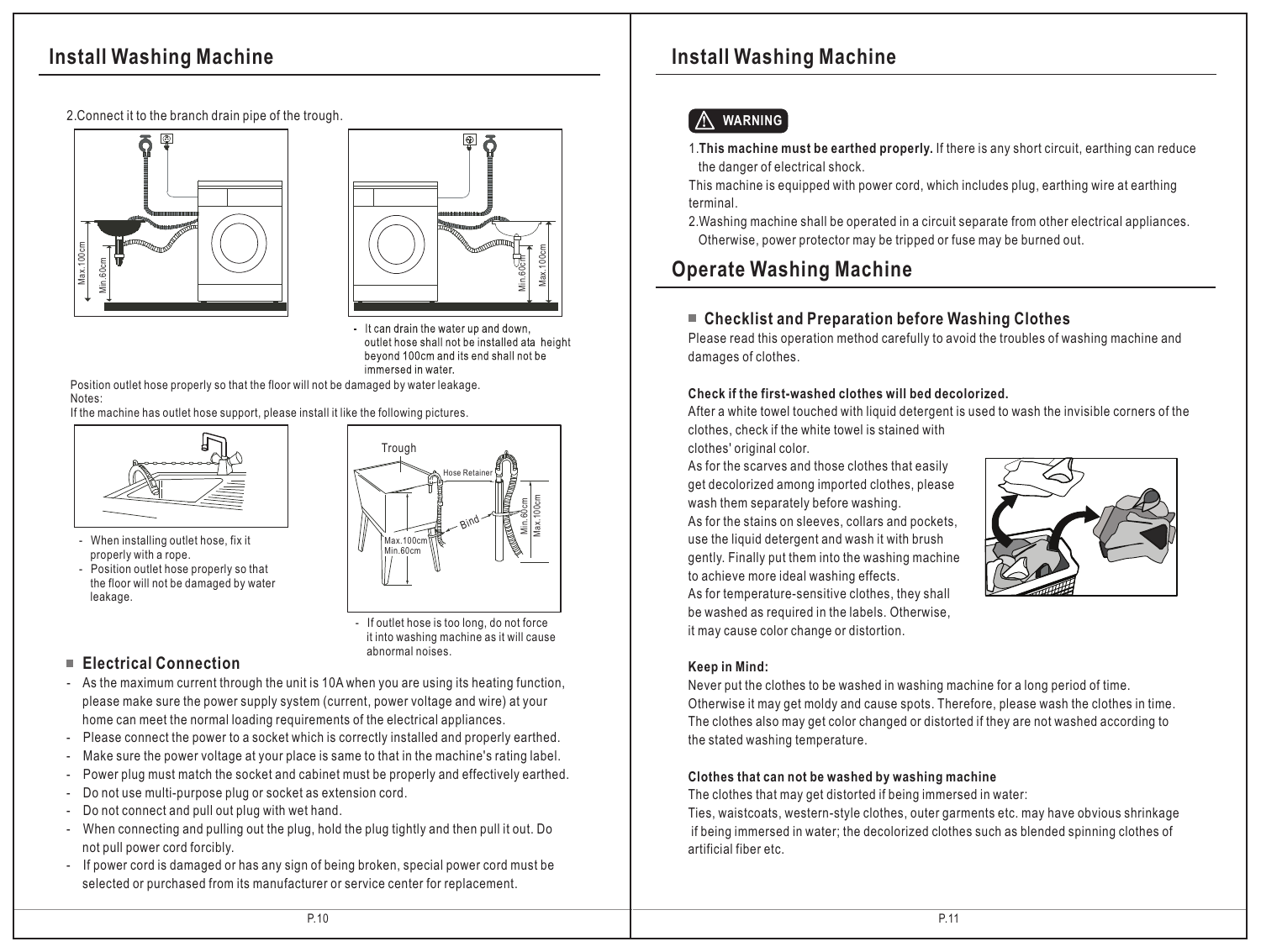# Install Washing Machine

2.Connect it to the branch drain pipe of the trough.

Max.100cm Min.60cm

Min.60cm Max.100cm

- It can drain the water up and down, outlet hose shall not be installed ata height beyond 100cm and its end shall not be immersed in water.

Position outlet hose properly so that the floor will not be damaged by water leakage.

Notes:

If the machine has outlet hose support, please install it like the following pictures.

- When installing outlet hose, fix it properly with a rope.
- Position outlet hose properly so that the floor will not be damaged by water leakage.

Trough Hose Retainer Bind Max.100cm Min.60cm Min.60cm Max.100cm

- If outlet hose is too long, do not force it into washing machine as it will cause abnormal noises.

## Electrical Connection

- As the maximum current through the unit is 10A when you are using its heating function, please make sure the power supply system (current, power voltage and wire) at your home can meet the normal loading requirements of the electrical appliances.
- Please connect the power to a socket which is correctly installed and properly earthed.
- Make sure the power voltage at your place is same to that in the machine's rating label.
- Power plug must match the socket and cabinet must be properly and effectively earthed.
- Do not use multi-purpose plug or socket as extension cord.
- Do not connect and pull out plug with wet hand.
- When connecting and pulling out the plug, hold the plug tightly and then pull it out. Do not pull power cord forcibly.
- If power cord is damaged or has any sign of being broken, special power cord must be selected or purchased from its manufacturer or service center for replacement.

# Install Washing Machine

**WARNING**

1.**This machine must be earthed properly.** If there is any short circuit, earthing can reduce the danger of electrical shock.

This machine is equipped with power cord, which includes plug, earthing wire at earthing terminal.

2.Washing machine shall be operated in a circuit separate from other electrical appliances. Otherwise, power protector may be tripped or fuse may be burned out.

# Operate Washing Machine

## Checklist and Preparation before Washing Clothes

Please read this operation method carefully to avoid the troubles of washing machine and damages of clothes.

**Check if the first-washed clothes will bed decolorized.**

After a white towel touched with liquid detergent is used to wash the invisible corners of the clothes, check if the white towel is stained with clothes' original color.

As for the scarves and those clothes that easily get decolorized among imported clothes, please wash them separately before washing.

As for the stains on sleeves, collars and pockets, use the liquid detergent and wash it with brush gently. Finally put them into the washing machine to achieve more ideal washing effects.

As for temperature-sensitive clothes, they shall be washed as required in the labels. Otherwise, it may cause color change or distortion.

**Keep in Mind:**

Never put the clothes to be washed in washing machine for a long period of time. Otherwise it may get moldy and cause spots. Therefore, please wash the clothes in time. The clothes also may get color changed or distorted if they are not washed according to the stated washing temperature.

**Clothes that can not be washed by washing machine**

The clothes that may get distorted if being immersed in water:

Ties, waistcoats, western-style clothes, outer garments etc. may have obvious shrinkage if being immersed in water; the decolorized clothes such as blended spinning clothes of artificial fiber etc.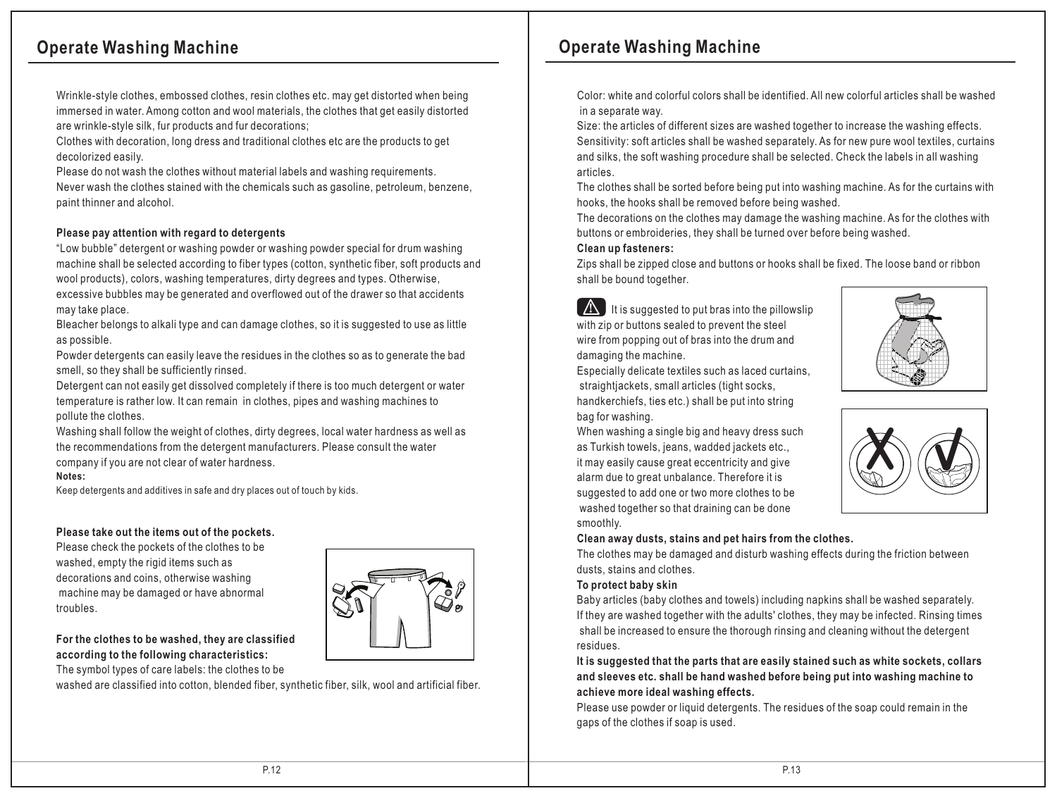## Operate Washing Machine

Wrinkle-style clothes, embossed clothes, resin clothes etc. may get distorted when being immersed in water. Among cotton and wool materials, the clothes that get easily distorted are wrinkle-style silk, fur products and fur decorations;

Clothes with decoration, long dress and traditional clothes etc are the products to get decolorized easily.

Please do not wash the clothes without material labels and washing requirements.

Never wash the clothes stained with the chemicals such as gasoline, petroleum, benzene, paint thinner and alcohol.

**Please pay attention with regard to detergents**

"Low bubble" detergent or washing powder or washing powder special for drum washing machine shall be selected according to fiber types (cotton, synthetic fiber, soft products and wool products), colors, washing temperatures, dirty degrees and types. Otherwise, excessive bubbles may be generated and overflowed out of the drawer so that accidents may take place.

Bleacher belongs to alkali type and can damage clothes, so it is suggested to use as little as possible.

Powder detergents can easily leave the residues in the clothes so as to generate the bad smell, so they shall be sufficiently rinsed.

Detergent can not easily get dissolved completely if there is too much detergent or water temperature is rather low. It can remain in clothes, pipes and washing machines to pollute the clothes.

Washing shall follow the weight of clothes, dirty degrees, local water hardness as well as the recommendations from the detergent manufacturers. Please consult the water company if you are not clear of water hardness.

**Notes:**

Keep detergents and additives in safe and dry places out of touch by kids.

**Please take out the items out of the pockets.**

Please check the pockets of the clothes to be washed, empty the rigid items such as decorations and coins, otherwise washing machine may be damaged or have abnormal troubles.

**For the clothes to be washed, they are classified according to the following characteristics:**

The symbol types of care labels: the clothes to be washed are classified into cotton, blended fiber, synthetic fiber, silk, wool and artificial fiber.

## Operate Washing Machine

Color: white and colorful colors shall be identified. All new colorful articles shall be washed in a separate way.

Size: the articles of different sizes are washed together to increase the washing effects.

Sensitivity: soft articles shall be washed separately. As for new pure wool textiles, curtains and silks, the soft washing procedure shall be selected. Check the labels in all washing articles.

The clothes shall be sorted before being put into washing machine. As for the curtains with hooks, the hooks shall be removed before being washed.

The decorations on the clothes may damage the washing machine. As for the clothes with buttons or embroideries, they shall be turned over before being washed.

**Clean up fasteners:**

Zips shall be zipped close and buttons or hooks shall be fixed. The loose band or ribbon shall be bound together.

⚠ It is suggested to put bras into the pillowslip with zip or buttons sealed to prevent the steel wire from popping out of bras into the drum and damaging the machine.

Especially delicate textiles such as laced curtains, straightjackets, small articles (tight socks, handkerchiefs, ties etc.) shall be put into string bag for washing.

When washing a single big and heavy dress such as Turkish towels, jeans, wadded jackets etc., it may easily cause great eccentricity and give alarm due to great unbalance. Therefore it is suggested to add one or two more clothes to be washed together so that draining can be done smoothly.

**Clean away dusts, stains and pet hairs from the clothes.**

The clothes may be damaged and disturb washing effects during the friction between dusts, stains and clothes.

**To protect baby skin**

Baby articles (baby clothes and towels) including napkins shall be washed separately. If they are washed together with the adults' clothes, they may be infected. Rinsing times shall be increased to ensure the thorough rinsing and cleaning without the detergent residues.

**It is suggested that the parts that are easily stained such as white sockets, collars and sleeves etc. shall be hand washed before being put into washing machine to achieve more ideal washing effects.**

Please use powder or liquid detergents. The residues of the soap could remain in the gaps of the clothes if soap is used.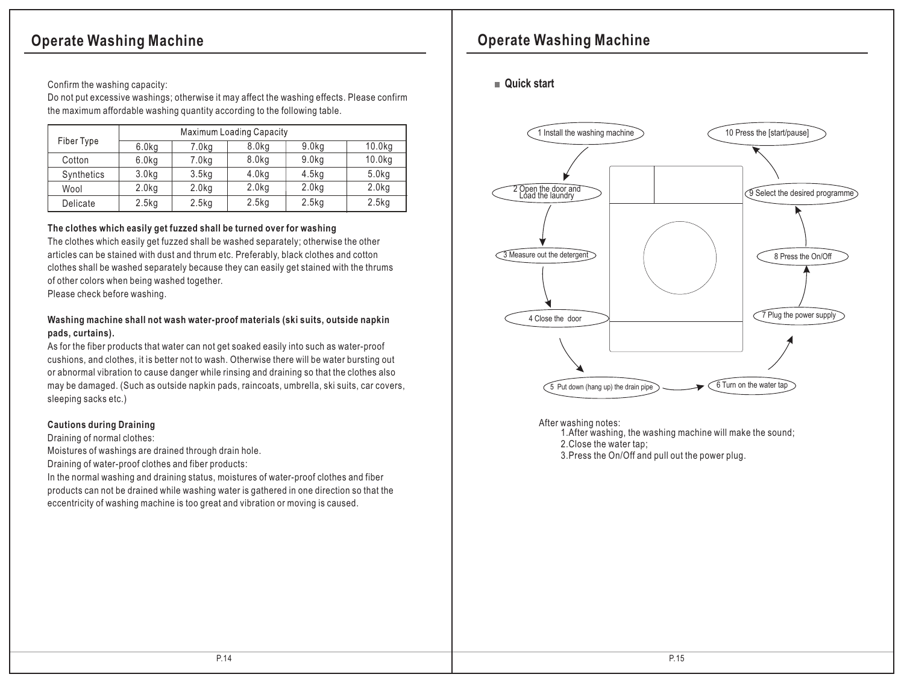## Operate Washing Machine

Confirm the washing capacity:
Do not put excessive washings; otherwise it may affect the washing effects. Please confirm the maximum affordable washing quantity according to the following table.

| Fiber Type | Maximum Loading Capacity | | | | |
|---|---|---|---|---|---|
| | 6.0kg | 7.0kg | 8.0kg | 9.0kg | 10.0kg |
| Cotton | 6.0kg | 7.0kg | 8.0kg | 9.0kg | 10.0kg |
| Synthetics | 3.0kg | 3.5kg | 4.0kg | 4.5kg | 5.0kg |
| Wool | 2.0kg | 2.0kg | 2.0kg | 2.0kg | 2.0kg |
| Delicate | 2.5kg | 2.5kg | 2.5kg | 2.5kg | 2.5kg |

**The clothes which easily get fuzzed shall be turned over for washing**

The clothes which easily get fuzzed shall be washed separately; otherwise the other articles can be stained with dust and thrum etc. Preferably, black clothes and cotton clothes shall be washed separately because they can easily get stained with the thrums of other colors when being washed together.
Please check before washing.

**Washing machine shall not wash water-proof materials (ski suits, outside napkin pads, curtains).**

As for the fiber products that water can not get soaked easily into such as water-proof cushions, and clothes, it is better not to wash. Otherwise there will be water bursting out or abnormal vibration to cause danger while rinsing and draining so that the clothes also may be damaged. (Such as outside napkin pads, raincoats, umbrella, ski suits, car covers, sleeping sacks etc.)

**Cautions during Draining**

Draining of normal clothes:
Moistures of washings are drained through drain hole.
Draining of water-proof clothes and fiber products:
In the normal washing and draining status, moistures of water-proof clothes and fiber products can not be drained while washing water is gathered in one direction so that the eccentricity of washing machine is too great and vibration or moving is caused.

## Operate Washing Machine

### Quick start

1 Install the washing machine
2 Open the door and Load the laundry
3 Measure out the detergent
4 Close the door
5 Put down (hang up) the drain pipe
6 Turn on the water tap
7 Plug the power supply
8 Press the On/Off
9 Select the desired programme
10 Press the [start/pause]

After washing notes:
1.After washing, the washing machine will make the sound;
2.Close the water tap;
3.Press the On/Off and pull out the power plug.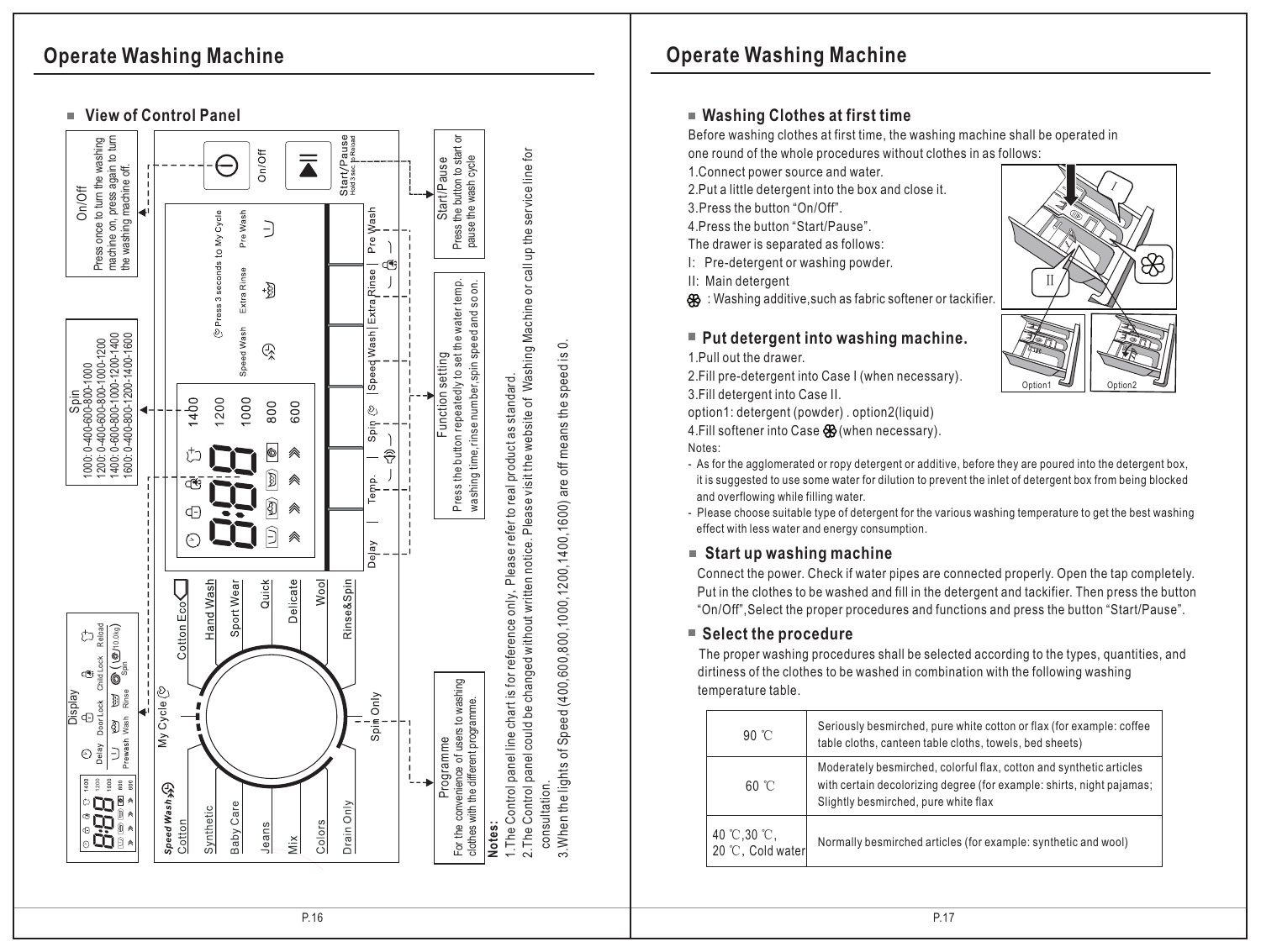# Operate Washing Machine

## View of Control Panel

**On/Off**
Press once to turn the washing machine on, press again to turn the washing machine off.

**Spin**
1000: 0-400-600-800-1000
1200: 0-400-600-800-1000-1200
1400: 0-600-800-1000-1200-1400
1600: 0-400-800-1200-1400-1600

**Display**
Delay, Door Lock, Child Lock, Reload, Prewash, Wash, Rinse, Spin

**Start/Pause**
Press the button to start or pause the wash cycle

**Function setting**
Press the button repeatedly to set the water temp. washing time,rinse number,spin speed and so on.

**Programme**
For the convenience of users to washing clothes with the different programme.

Programmes: Speed Wash, Cotton, Synthetic, Baby Care, Jeans, Mix, Colors, Drain Only, My Cycle, Cotton Eco, Hand Wash, Sport Wear, Quick, Delicate, Wool, Rinse&Spin, Spin Only

Buttons: Delay, Temp., Spin, Speed Wash, Extra Rinse, Pre Wash, On/Off, Start/Pause (Hold 3 sec. to Reload), Press 3 seconds to My Cycle

**Notes:**

1. The Control panel line chart is for reference only, Please refer to real product as standard.
2. The Control panel could be changed without written notice. Please visit the website of Washing Machine or call up the service line for consultation.
3. When the lights of Speed (400,600,800,1000,1200,1400,1600) are off means the speed is 0.

# Operate Washing Machine

## Washing Clothes at first time

Before washing clothes at first time, the washing machine shall be operated in one round of the whole procedures without clothes in as follows:

1. Connect power source and water.
2. Put a little detergent into the box and close it.
3. Press the button "On/Off".
4. Press the button "Start/Pause".

The drawer is separated as follows:

I: Pre-detergent or washing powder.

II: Main detergent

❀ : Washing additive,such as fabric softener or tackifier.

## Put detergent into washing machine.

1. Pull out the drawer.
2. Fill pre-detergent into Case I (when necessary).
3. Fill detergent into Case II.

option1: detergent (powder) . option2(liquid)

4. Fill softener into Case ❀ (when necessary).

Option1 Option2

Notes:

- As for the agglomerated or ropy detergent or additive, before they are poured into the detergent box, it is suggested to use some water for dilution to prevent the inlet of detergent box from being blocked and overflowing while filling water.
- Please choose suitable type of detergent for the various washing temperature to get the best washing effect with less water and energy consumption.

## Start up washing machine

Connect the power. Check if water pipes are connected properly. Open the tap completely. Put in the clothes to be washed and fill in the detergent and tackifier. Then press the button "On/Off",Select the proper procedures and functions and press the button "Start/Pause".

## Select the procedure

The proper washing procedures shall be selected according to the types, quantities, and dirtiness of the clothes to be washed in combination with the following washing temperature table.

| | |
|---|---|
| 90 ℃ | Seriously besmirched, pure white cotton or flax (for example: coffee table cloths, canteen table cloths, towels, bed sheets) |
| 60 ℃ | Moderately besmirched, colorful flax, cotton and synthetic articles with certain decolorizing degree (for example: shirts, night pajamas; Slightly besmirched, pure white flax |
| 40 ℃,30 ℃, 20 ℃, Cold water | Normally besmirched articles (for example: synthetic and wool) |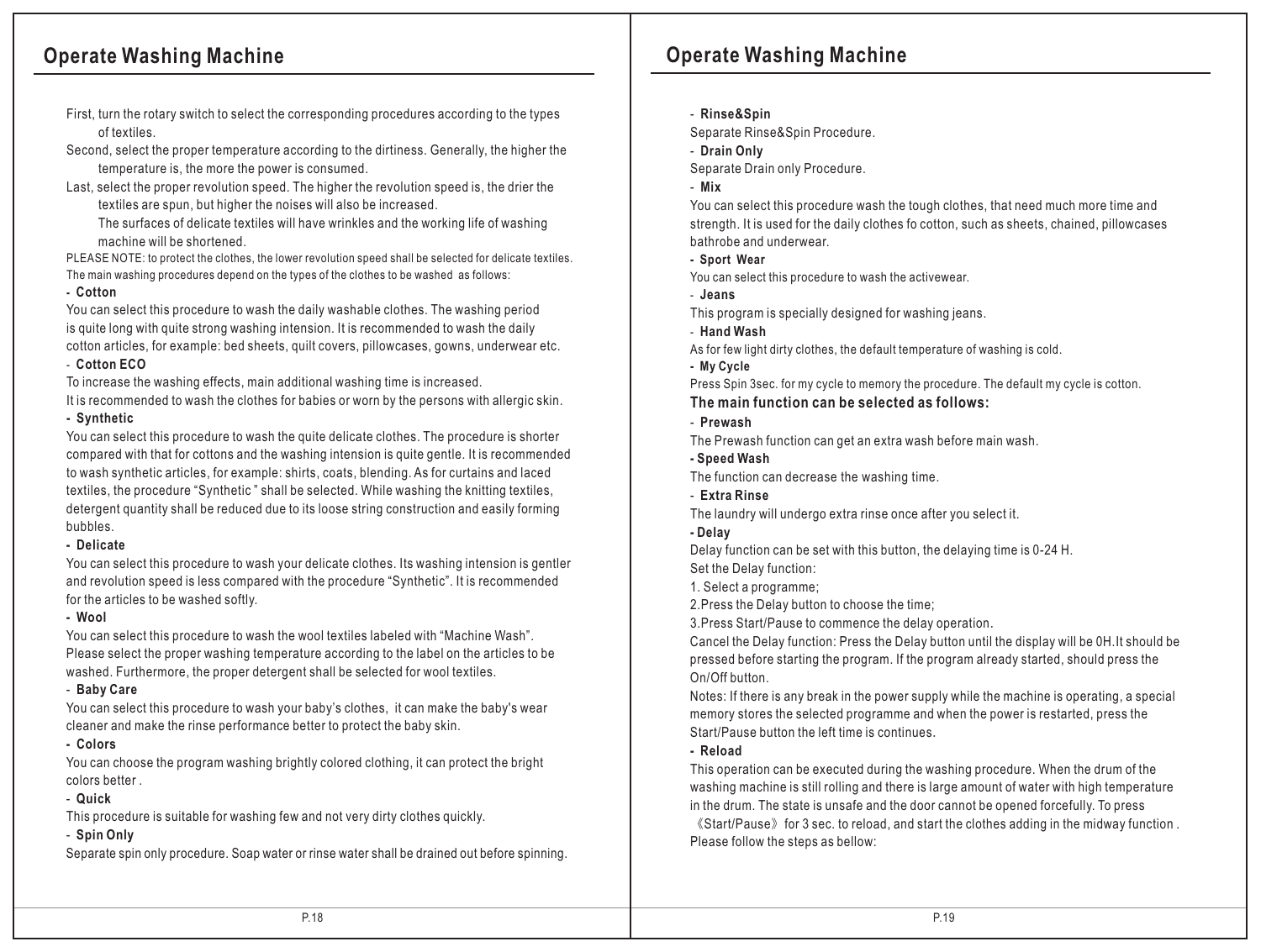## Operate Washing Machine

First, turn the rotary switch to select the corresponding procedures according to the types of textiles.

Second, select the proper temperature according to the dirtiness. Generally, the higher the temperature is, the more the power is consumed.

Last, select the proper revolution speed. The higher the revolution speed is, the drier the textiles are spun, but higher the noises will also be increased.

The surfaces of delicate textiles will have wrinkles and the working life of washing machine will be shortened.

PLEASE NOTE: to protect the clothes, the lower revolution speed shall be selected for delicate textiles.

The main washing procedures depend on the types of the clothes to be washed as follows:

- **Cotton**

You can select this procedure to wash the daily washable clothes. The washing period is quite long with quite strong washing intension. It is recommended to wash the daily cotton articles, for example: bed sheets, quilt covers, pillowcases, gowns, underwear etc.

- **Cotton ECO**

To increase the washing effects, main additional washing time is increased.
It is recommended to wash the clothes for babies or worn by the persons with allergic skin.

- **Synthetic**

You can select this procedure to wash the quite delicate clothes. The procedure is shorter compared with that for cottons and the washing intension is quite gentle. It is recommended to wash synthetic articles, for example: shirts, coats, blending. As for curtains and laced textiles, the procedure "Synthetic " shall be selected. While washing the knitting textiles, detergent quantity shall be reduced due to its loose string construction and easily forming bubbles.

- **Delicate**

You can select this procedure to wash your delicate clothes. Its washing intension is gentler and revolution speed is less compared with the procedure "Synthetic". It is recommended for the articles to be washed softly.

- **Wool**

You can select this procedure to wash the wool textiles labeled with "Machine Wash". Please select the proper washing temperature according to the label on the articles to be washed. Furthermore, the proper detergent shall be selected for wool textiles.

- **Baby Care**

You can select this procedure to wash your baby's clothes, it can make the baby's wear cleaner and make the rinse performance better to protect the baby skin.

- **Colors**

You can choose the program washing brightly colored clothing, it can protect the bright colors better .

- **Quick**

This procedure is suitable for washing few and not very dirty clothes quickly.

- **Spin Only**

Separate spin only procedure. Soap water or rinse water shall be drained out before spinning.

- **Rinse&Spin**

Separate Rinse&Spin Procedure.

- **Drain Only**

Separate Drain only Procedure.

- **Mix**

You can select this procedure wash the tough clothes, that need much more time and strength. It is used for the daily clothes fo cotton, such as sheets, chained, pillowcases bathrobe and underwear.

- **Sport Wear**

You can select this procedure to wash the activewear.

- **Jeans**

This program is specially designed for washing jeans.

- **Hand Wash**

As for few light dirty clothes, the default temperature of washing is cold.

- **My Cycle**

Press Spin 3sec. for my cycle to memory the procedure. The default my cycle is cotton.

### The main function can be selected as follows:

- **Prewash**

The Prewash function can get an extra wash before main wash.

- **Speed Wash**

The function can decrease the washing time.

- **Extra Rinse**

The laundry will undergo extra rinse once after you select it.

- **Delay**

Delay function can be set with this button, the delaying time is 0-24 H.

Set the Delay function:

1. Select a programme;
2. Press the Delay button to choose the time;
3. Press Start/Pause to commence the delay operation.

Cancel the Delay function: Press the Delay button until the display will be 0H.It should be pressed before starting the program. If the program already started, should press the On/Off button.

Notes: If there is any break in the power supply while the machine is operating, a special memory stores the selected programme and when the power is restarted, press the Start/Pause button the left time is continues.

- **Reload**

This operation can be executed during the washing procedure. When the drum of the washing machine is still rolling and there is large amount of water with high temperature in the drum. The state is unsafe and the door cannot be opened forcefully. To press 《Start/Pause》 for 3 sec. to reload, and start the clothes adding in the midway function . Please follow the steps as bellow: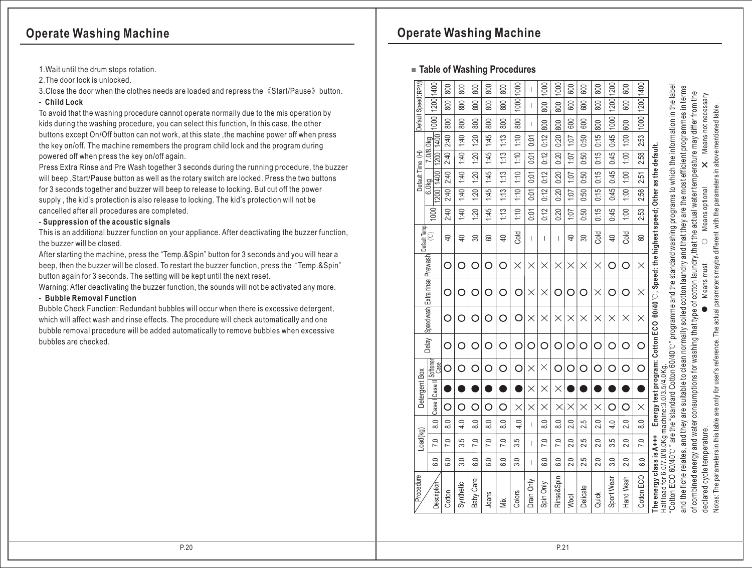## Operate Washing Machine

1. Wait until the drum stops rotation.
2. The door lock is unlocked.
3. Close the door when the clothes needs are loaded and repress the《Start/Pause》button.

**- Child Lock**

To avoid that the washing procedure cannot operate normally due to the mis operation by kids during the washing procedure, you can select this function, In this case, the other buttons except On/Off button can not work, at this state ,the machine power off when press the key on/off. The machine remembers the program child lock and the program during powered off when press the key on/off again.

Press Extra Rinse and Pre Wash together 3 seconds during the running procedure, the buzzer will beep ,Start/Pause button as well as the rotary switch are locked. Press the two buttons for 3 seconds together and buzzer will beep to release to locking. But cut off the power supply , the kid's protection is also release to locking. The kid's protection will not be cancelled after all procedures are completed.

**- Suppression of the acoustic signals**

This is an additional buzzer function on your appliance. After deactivating the buzzer function, the buzzer will be closed.

After starting the machine, press the "Temp.&Spin" button for 3 seconds and you will hear a beep, then the buzzer will be closed. To restart the buzzer function, press the "Temp.&Spin" button again for 3 seconds. The setting will be kept until the next reset.

Warning: After deactivating the buzzer function, the sounds will not be activated any more.

**- Bubble Removal Function**

Bubble Check Function: Redundant bubbles will occur when there is excessive detergent, which will affect wash and rinse effects. The procedure will check automatically and one bubble removal procedure will be added automatically to remove bubbles when excessive bubbles are checked.

## Operate Washing Machine

### Table of Washing Procedures

| Procedure / Description | Load(kg) | | | Detergent Box | | | Delay | Speed wash | Extra rinse | Prewash | Default Temp (℃) | Default Time (H) | | | | | Default Speed (RPM) | | |
|---|---|---|---|---|---|---|---|---|---|---|---|---|---|---|---|---|---|---|---|
| | | | | | | | | | | | | | 6.0kg | | 7.0/8.0kg | | | | |
| | 6.0 | 7.0 | 8.0 | Case I | Case II | Softener Case | | | | | | 1000 | 1200 | 1400 | 1200 | 1400 | 1000 | 1200 | 1400 |
| Cotton | 6.0 | 7.0 | 8.0 | ○ | ● | ○ | ○ | ○ | ○ | ○ | 40 | 2:40 | 2:40 | 2:40 | 2:40 | 2:40 | 800 | 800 | 800 |
| Synthetic | 3.0 | 3.5 | 4.0 | ○ | ● | ○ | ○ | ○ | ○ | ○ | 40 | 1:40 | 1:40 | 1:40 | 1:40 | 1:40 | 800 | 800 | 800 |
| Baby Care | 6.0 | 7.0 | 8.0 | ○ | ● | ○ | ○ | ○ | ○ | ○ | 30 | 1:20 | 1:20 | 1:20 | 1:20 | 1:20 | 800 | 800 | 800 |
| Jeans | 6.0 | 7.0 | 8.0 | ○ | ● | ○ | ○ | ○ | ○ | ○ | 60 | 1:45 | 1:45 | 1:45 | 1:45 | 1:45 | 800 | 800 | 800 |
| Mix | 6.0 | 7.0 | 8.0 | ○ | ● | ○ | ○ | ○ | ○ | ○ | 40 | 1:13 | 1:13 | 1:13 | 1:13 | 1:13 | 800 | 800 | 800 |
| Colors | 3.0 | 3.5 | 4.0 | × | ● | ○ | ○ | ○ | ○ | × | Cold | 1:10 | 1:10 | 1:10 | 1:10 | 1:10 | 800 | 1000 | 1000 |
| Drain Only | – | – | – | × | × | × | ○ | × | × | × | – | 0:01 | 0:01 | 0:01 | 0:01 | 0:01 | – | – | – |
| Spin Only | 6.0 | 7.0 | 8.0 | × | × | × | ○ | × | × | × | – | 0:12 | 0:12 | 0:12 | 0:12 | 0:12 | 800 | 800 | 1000 |
| Rinse&Spin | 6.0 | 7.0 | 8.0 | × | × | ○ | ○ | × | ○ | × | – | 0:20 | 0:20 | 0:20 | 0:20 | 0:20 | 800 | 800 | 1000 |
| Wool | 2.0 | 2.0 | 2.0 | × | ● | ○ | ○ | × | ○ | × | 40 | 1:07 | 1:07 | 1:07 | 1:07 | 1:07 | 600 | 600 | 600 |
| Delicate | 2.5 | 2.5 | 2.5 | × | ● | ○ | ○ | × | ○ | × | 30 | 0:50 | 0:50 | 0:50 | 0:50 | 0:50 | 600 | 600 | 600 |
| Quick | 2.0 | 2.0 | 2.0 | × | ● | ○ | ○ | × | × | × | Cold | 0:15 | 0:15 | 0:15 | 0:15 | 0:15 | 800 | 800 | 800 |
| Sport Wear | 3.0 | 3.5 | 4.0 | ○ | ● | ○ | ○ | × | ○ | ○ | 40 | 0:45 | 0:45 | 0:45 | 0:45 | 0:45 | 1000 | 1200 | 1200 |
| Hand Wash | 2.0 | 2.0 | 2.0 | ○ | ● | ○ | ○ | × | ○ | ○ | Cold | 1:00 | 1:00 | 1:00 | 1:00 | 1:00 | 600 | 600 | 600 |
| Cotton ECO | 6.0 | 7.0 | 8.0 | × | ● | ○ | ○ | × | × | × | 60 | 2:53 | 2:56 | 2:51 | 2:58 | 2:53 | 1000 | 1200 | 1400 |

**The energy class is A+++    Energy test program: Cotton ECO 60/40℃, Speed: the highest speed; Other as the default.**

Half load for 6.0/7.0/8.0Kg machine:3.0/3.5/4.0Kg.

"Cotton ECO 60/40℃" are the "standard Cotton 60/40℃" programme and the standard washing programs to which the information in the label and the fiche relates, and they are suitable to clean normally soiled cotton laundry and that they are the most efficient programmes in terms of combined energy and water consumptions for washing that type of cotton laundry,that the actual water temperature may differ from the declared cycle temperature.

● Means must    ○ Means optional    × Means not necessary

Notes: The parameters in this table are only for user's reference. The actual parameters maybe different with the parameters in above mentioned table.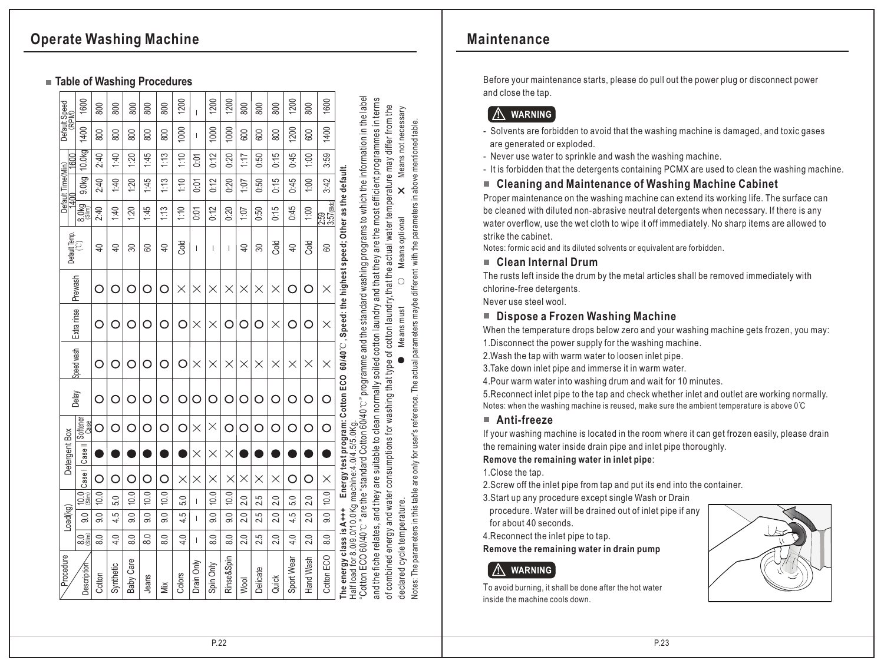## Operate Washing Machine

### Table of Washing Procedures

| Procedure Description | Load(kg) 8.0 (Slim) | Load(kg) 9.0 | Load(kg) 10.0 (Slim) | Detergent Box Case I | Detergent Box Case II | Detergent Box Softener Case | Delay | Speed wash | Extra rinse | Prewash | Default Temp. (℃) | Default Time(Min) 1400 8.0kg (Slim) | Default Time(Min) 1400 9.0kg | Default Time(Min) 1600 10.0kg | Default Speed (RPM) 1400 | Default Speed (RPM) 1600 |
|---|---|---|---|---|---|---|---|---|---|---|---|---|---|---|---|---|
| Cotton | 8.0 | 9.0 | 10.0 | ○ | ● | ○ | ○ | ○ | ○ | ○ | 40 | 2:40 | 2:40 | 2:40 | 800 | 800 |
| Synthetic | 4.0 | 4.5 | 5.0 | ○ | ● | ○ | ○ | ○ | ○ | ○ | 40 | 1:40 | 1:40 | 1:40 | 800 | 800 |
| Baby Care | 8.0 | 9.0 | 10.0 | ○ | ● | ○ | ○ | ○ | ○ | ○ | 30 | 1:20 | 1:20 | 1:20 | 800 | 800 |
| Jeans | 8.0 | 9.0 | 10.0 | ○ | ● | ○ | ○ | ○ | ○ | ○ | 60 | 1:45 | 1:45 | 1:45 | 800 | 800 |
| Mix | 8.0 | 9.0 | 10.0 | ○ | ● | ○ | ○ | ○ | ○ | ○ | 40 | 1:13 | 1:13 | 1:13 | 800 | 800 |
| Colors | 4.0 | 4.5 | 5.0 | ○ | ● | ○ | ○ | ○ | ○ | × | Cold | 1:10 | 1:10 | 1:10 | 1000 | 1200 |
| Drain Only | – | – | – | × | × | × | ○ | × | × | × | – | 0:01 | 0:01 | 0:01 | – | – |
| Spin Only | 8.0 | 9.0 | 10.0 | × | × | × | ○ | × | × | × | – | 0:12 | 0:12 | 0:12 | 1000 | 1200 |
| Rinse&Spin | 8.0 | 9.0 | 10.0 | × | × | ○ | ○ | × | ○ | × | – | 0:20 | 0:20 | 0:20 | 1000 | 1200 |
| Wool | 2.0 | 2.0 | 2.0 | × | ● | ○ | ○ | × | ○ | × | 40 | 1:07 | 1:07 | 1:17 | 600 | 800 |
| Delicate | 2.5 | 2.5 | 2.5 | × | ● | ○ | ○ | × | ○ | × | 30 | 0:50 | 0:50 | 0:50 | 600 | 800 |
| Quick | 2.0 | 2.0 | 2.0 | × | ● | ○ | ○ | × | × | × | Cold | 0:15 | 0:15 | 0:15 | 800 | 800 |
| Sport Wear | 4.0 | 4.5 | 5.0 | ○ | ● | ○ | ○ | × | ○ | ○ | 40 | 0:45 | 0:45 | 0:45 | 1200 | 1200 |
| Hand Wash | 2.0 | 2.0 | 2.0 | ○ | ● | ○ | ○ | × | ○ | ○ | Cold | 1:00 | 1:00 | 1:00 | 600 | 800 |
| Cotton ECO | 8.0 | 9.0 | 10.0 | × | ● | ○ | ○ | × | × | × | 60 | 2:59 3:57(Slim) | 3:42 | 3:59 | 1400 | 1600 |

**The energy class is A+++ Energy test program: Cotton ECO 60/40℃, Speed: the highest speed; Other as the default.**

Half load for 8.0/9.0/10.0Kg machine:4.0/4.5/5.0Kg.

"Cotton ECO 60/40℃" are the "standard Cotton 60/40℃" programme and the standard washing programs to which the information in the label and the fiche relates, and they are suitable to clean normally soiled cotton laundry and that they are the most efficient programmes in terms of combined energy and water consumptions for washing that type of cotton laundry,that the actual water temperature may differ from the declared cycle temperature.

● Means must ○ Means optional × Means not necessary

Notes: The parameters in this table are only for user's reference. The actual parameters maybe different with the parameters in above mentioned table.

## Maintenance

Before your maintenance starts, please do pull out the power plug or disconnect power and close the tap.

**⚠ WARNING**

- Solvents are forbidden to avoid that the washing machine is damaged, and toxic gases are generated or exploded.
- Never use water to sprinkle and wash the washing machine.
- It is forbidden that the detergents containing PCMX are used to clean the washing machine.

### Cleaning and Maintenance of Washing Machine Cabinet

Proper maintenance on the washing machine can extend its working life. The surface can be cleaned with diluted non-abrasive neutral detergents when necessary. If there is any water overflow, use the wet cloth to wipe it off immediately. No sharp items are allowed to strike the cabinet.

Notes: formic acid and its diluted solvents or equivalent are forbidden.

### Clean Internal Drum

The rusts left inside the drum by the metal articles shall be removed immediately with chlorine-free detergents.

Never use steel wool.

### Dispose a Frozen Washing Machine

When the temperature drops below zero and your washing machine gets frozen, you may:

1.Disconnect the power supply for the washing machine.

2.Wash the tap with warm water to loosen inlet pipe.

3.Take down inlet pipe and immerse it in warm water.

4.Pour warm water into washing drum and wait for 10 minutes.

5.Reconnect inlet pipe to the tap and check whether inlet and outlet are working normally.

Notes: when the washing machine is reused, make sure the ambient temperature is above 0℃

### Anti-freeze

If your washing machine is located in the room where it can get frozen easily, please drain the remaining water inside drain pipe and inlet pipe thoroughly.

**Remove the remaining water in inlet pipe**:

1.Close the tap.

2.Screw off the inlet pipe from tap and put its end into the container.

3.Start up any procedure except single Wash or Drain procedure. Water will be drained out of inlet pipe if any for about 40 seconds.

4.Reconnect the inlet pipe to tap.

**Remove the remaining water in drain pump**

**⚠ WARNING**

To avoid burning, it shall be done after the hot water inside the machine cools down.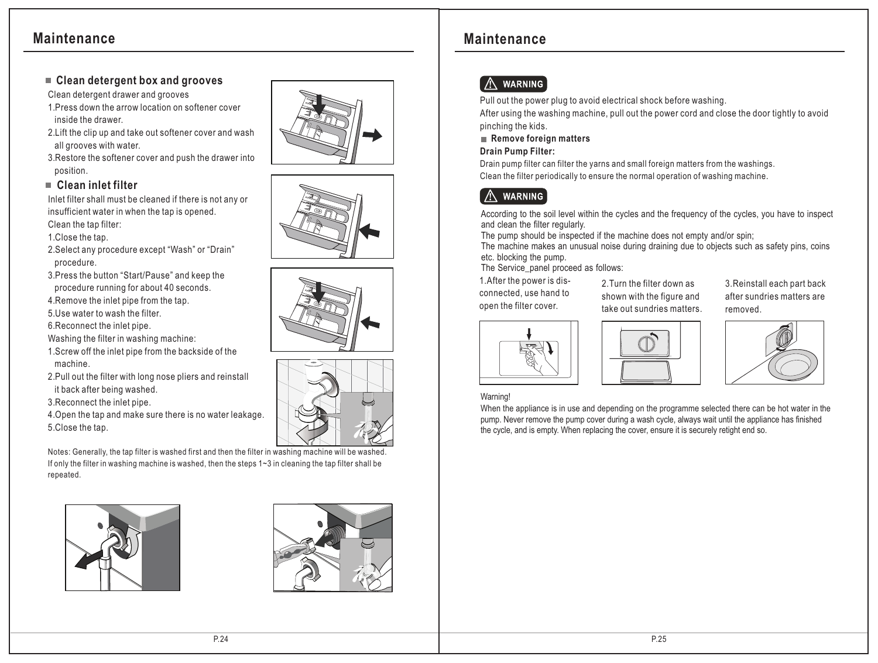# Maintenance

## Clean detergent box and grooves

Clean detergent drawer and grooves

1. Press down the arrow location on softener cover inside the drawer.
2. Lift the clip up and take out softener cover and wash all grooves with water.
3. Restore the softener cover and push the drawer into position.

## Clean inlet filter

Inlet filter shall must be cleaned if there is not any or insufficient water in when the tap is opened.

Clean the tap filter:

1. Close the tap.
2. Select any procedure except “Wash” or “Drain” procedure.
3. Press the button “Start/Pause” and keep the procedure running for about 40 seconds.
4. Remove the inlet pipe from the tap.
5. Use water to wash the filter.
6. Reconnect the inlet pipe.

Washing the filter in washing machine:

1. Screw off the inlet pipe from the backside of the machine.
2. Pull out the filter with long nose pliers and reinstall it back after being washed.
3. Reconnect the inlet pipe.
4. Open the tap and make sure there is no water leakage.
5. Close the tap.

Notes: Generally, the tap filter is washed first and then the filter in washing machine will be washed. If only the filter in washing machine is washed, then the steps 1~3 in cleaning the tap filter shall be repeated.

# Maintenance

**WARNING**

Pull out the power plug to avoid electrical shock before washing.

After using the washing machine, pull out the power cord and close the door tightly to avoid pinching the kids.

## Remove foreign matters

**Drain Pump Filter:**

Drain pump filter can filter the yarns and small foreign matters from the washings.

Clean the filter periodically to ensure the normal operation of washing machine.

**WARNING**

According to the soil level within the cycles and the frequency of the cycles, you have to inspect and clean the filter regularly.

The pump should be inspected if the machine does not empty and/or spin;

The machine makes an unusual noise during draining due to objects such as safety pins, coins etc. blocking the pump.

The Service_panel proceed as follows:

1. After the power is disconnected, use hand to open the filter cover.
2. Turn the filter down as shown with the figure and take out sundries matters.
3. Reinstall each part back after sundries matters are removed.

Warning!

When the appliance is in use and depending on the programme selected there can be hot water in the pump. Never remove the pump cover during a wash cycle, always wait until the appliance has finished the cycle, and is empty. When replacing the cover, ensure it is securely retight end so.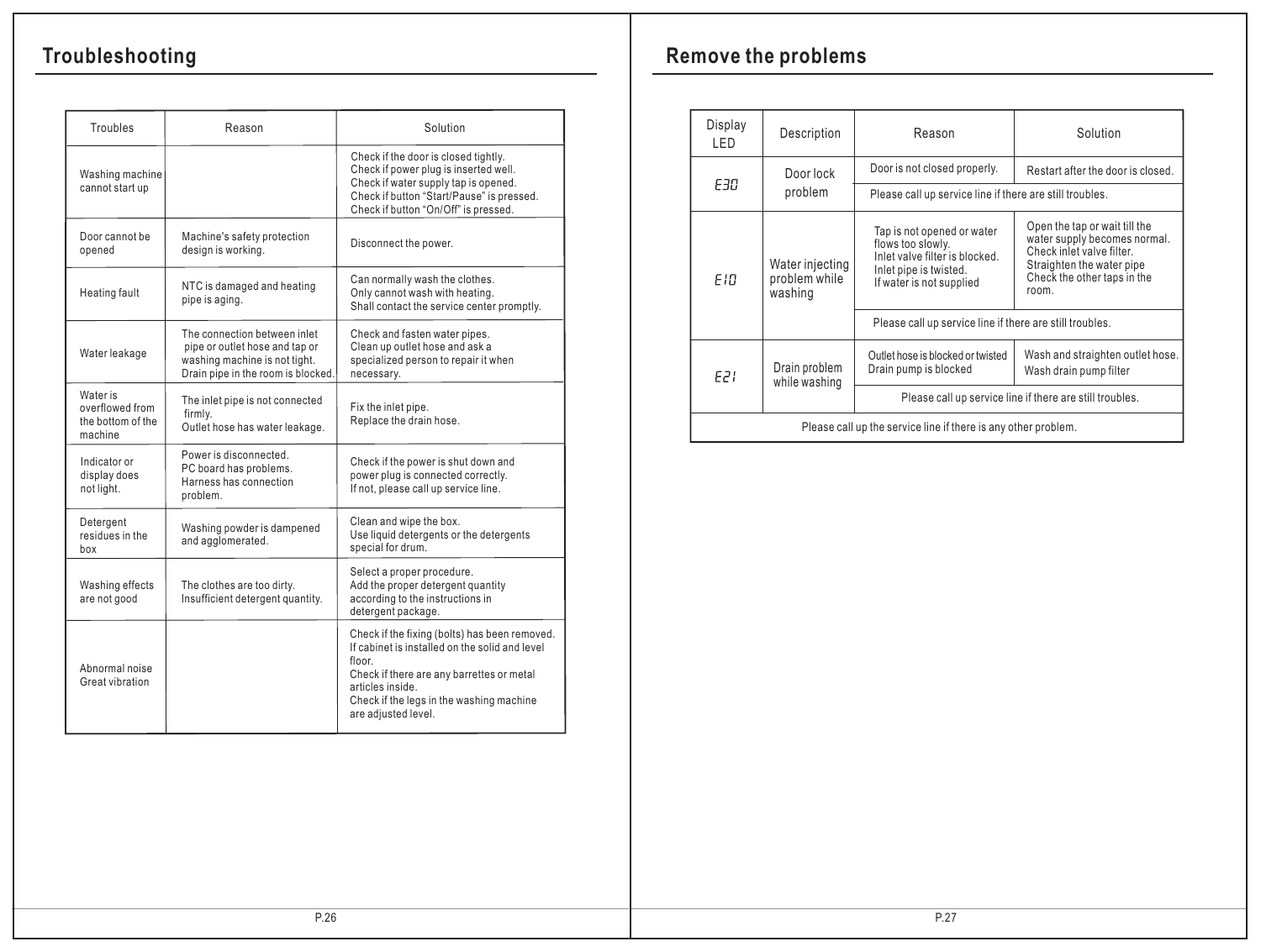## Troubleshooting

| Troubles | Reason | Solution |
|---|---|---|
| Washing machine cannot start up | | Check if the door is closed tightly.<br>Check if power plug is inserted well.<br>Check if water supply tap is opened.<br>Check if button "Start/Pause" is pressed.<br>Check if button "On/Off" is pressed. |
| Door cannot be opened | Machine's safety protection design is working. | Disconnect the power. |
| Heating fault | NTC is damaged and heating pipe is aging. | Can normally wash the clothes.<br>Only cannot wash with heating.<br>Shall contact the service center promptly. |
| Water leakage | The connection between inlet pipe or outlet hose and tap or washing machine is not tight.<br>Drain pipe in the room is blocked. | Check and fasten water pipes.<br>Clean up outlet hose and ask a specialized person to repair it when necessary. |
| Water is overflowed from the bottom of the machine | The inlet pipe is not connected firmly.<br>Outlet hose has water leakage. | Fix the inlet pipe.<br>Replace the drain hose. |
| Indicator or display does not light. | Power is disconnected.<br>PC board has problems.<br>Harness has connection problem. | Check if the power is shut down and power plug is connected correctly.<br>If not, please call up service line. |
| Detergent residues in the box | Washing powder is dampened and agglomerated. | Clean and wipe the box.<br>Use liquid detergents or the detergents special for drum. |
| Washing effects are not good | The clothes are too dirty.<br>Insufficient detergent quantity. | Select a proper procedure.<br>Add the proper detergent quantity according to the instructions in detergent package. |
| Abnormal noise<br>Great vibration | | Check if the fixing (bolts) has been removed.<br>If cabinet is installed on the solid and level floor.<br>Check if there are any barrettes or metal articles inside.<br>Check if the legs in the washing machine are adjusted level. |

## Remove the problems

| Display LED | Description | Reason | Solution |
|---|---|---|---|
| E30 | Door lock problem | Door is not closed properly. | Restart after the door is closed. |
| | | Please call up service line if there are still troubles. | |
| E10 | Water injecting problem while washing | Tap is not opened or water flows too slowly.<br>Inlet valve filter is blocked.<br>Inlet pipe is twisted.<br>If water is not supplied | Open the tap or wait till the water supply becomes normal.<br>Check inlet valve filter.<br>Straighten the water pipe<br>Check the other taps in the room. |
| | | Please call up service line if there are still troubles. | |
| E21 | Drain problem while washing | Outlet hose is blocked or twisted<br>Drain pump is blocked | Wash and straighten outlet hose.<br>Wash drain pump filter |
| | | Please call up service line if there are still troubles. | |
| Please call up the service line if there is any other problem. | | | |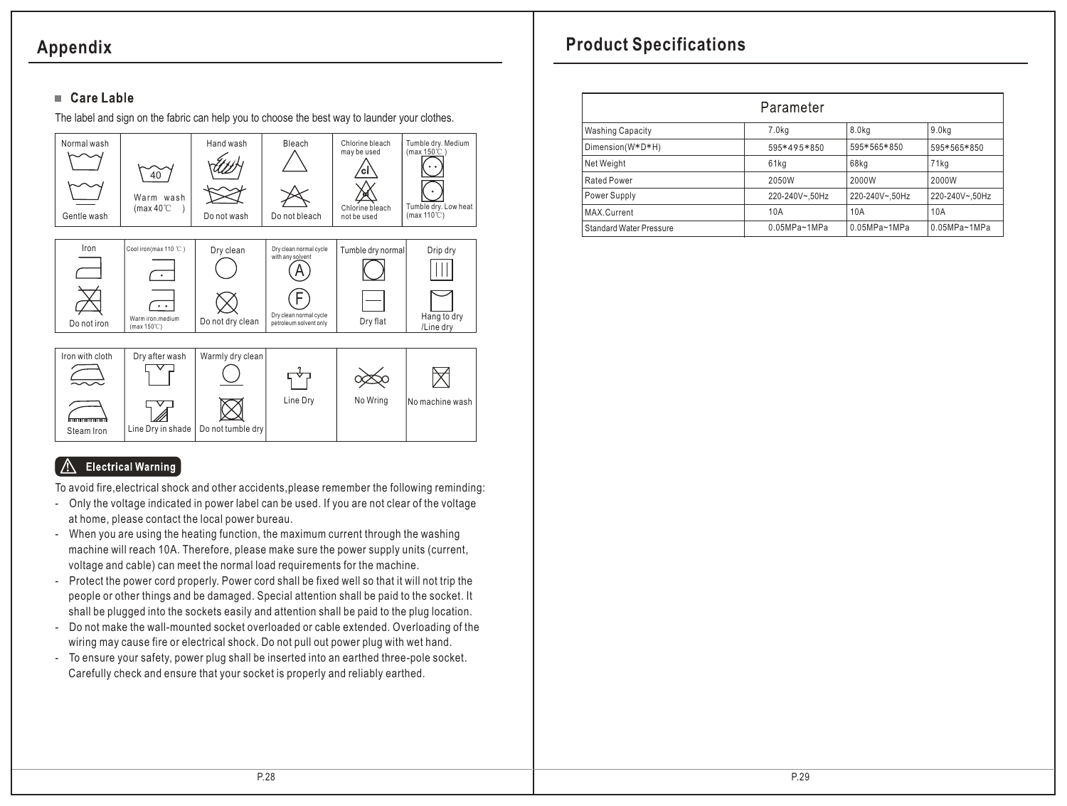# Appendix

## Care Lable

The label and sign on the fabric can help you to choose the best way to launder your clothes.

| Normal wash / Gentle wash | Warm wash (max 40℃) | Hand wash / Do not wash | Bleach / Do not bleach | Chlorine bleach may be used / Chlorine bleach not be used | Tumble dry. Medium (max 150℃) / Tumble dry. Low heat (max 110℃) |
|---|---|---|---|---|---|

| Iron / Do not iron | Cool iron(max 110 ℃) / Warm iron.medium (max 150℃) | Dry clean / Do not dry clean | Dry clean normal cycle with any solvent / Dry clean normal cycle petroleum solvent only | Tumble dry normal / Dry flat | Drip dry / Hang to dry /Line dry |
|---|---|---|---|---|---|

| Iron with cloth / Steam Iron | Dry after wash / Line Dry in shade | Warmly dry clean / Do not tumble dry | Line Dry | No Wring | No machine wash |
|---|---|---|---|---|---|

### ⚠ Electrical Warning

To avoid fire,electrical shock and other accidents,please remember the following reminding:

- Only the voltage indicated in power label can be used. If you are not clear of the voltage at home, please contact the local power bureau.
- When you are using the heating function, the maximum current through the washing machine will reach 10A. Therefore, please make sure the power supply units (current, voltage and cable) can meet the normal load requirements for the machine.
- Protect the power cord properly. Power cord shall be fixed well so that it will not trip the people or other things and be damaged. Special attention shall be paid to the socket. It shall be plugged into the sockets easily and attention shall be paid to the plug location.
- Do not make the wall-mounted socket overloaded or cable extended. Overloading of the wiring may cause fire or electrical shock. Do not pull out power plug with wet hand.
- To ensure your safety, power plug shall be inserted into an earthed three-pole socket. Carefully check and ensure that your socket is properly and reliably earthed.

# Product Specifications

| Parameter | | | |
|---|---|---|---|
| Washing Capacity | 7.0kg | 8.0kg | 9.0kg |
| Dimension(W*D*H) | 595*495*850 | 595*565*850 | 595*565*850 |
| Net Weight | 61kg | 68kg | 71kg |
| Rated Power | 2050W | 2000W | 2000W |
| Power Supply | 220-240V~,50Hz | 220-240V~,50Hz | 220-240V~,50Hz |
| MAX.Current | 10A | 10A | 10A |
| Standard Water Pressure | 0.05MPa~1MPa | 0.05MPa~1MPa | 0.05MPa~1MPa |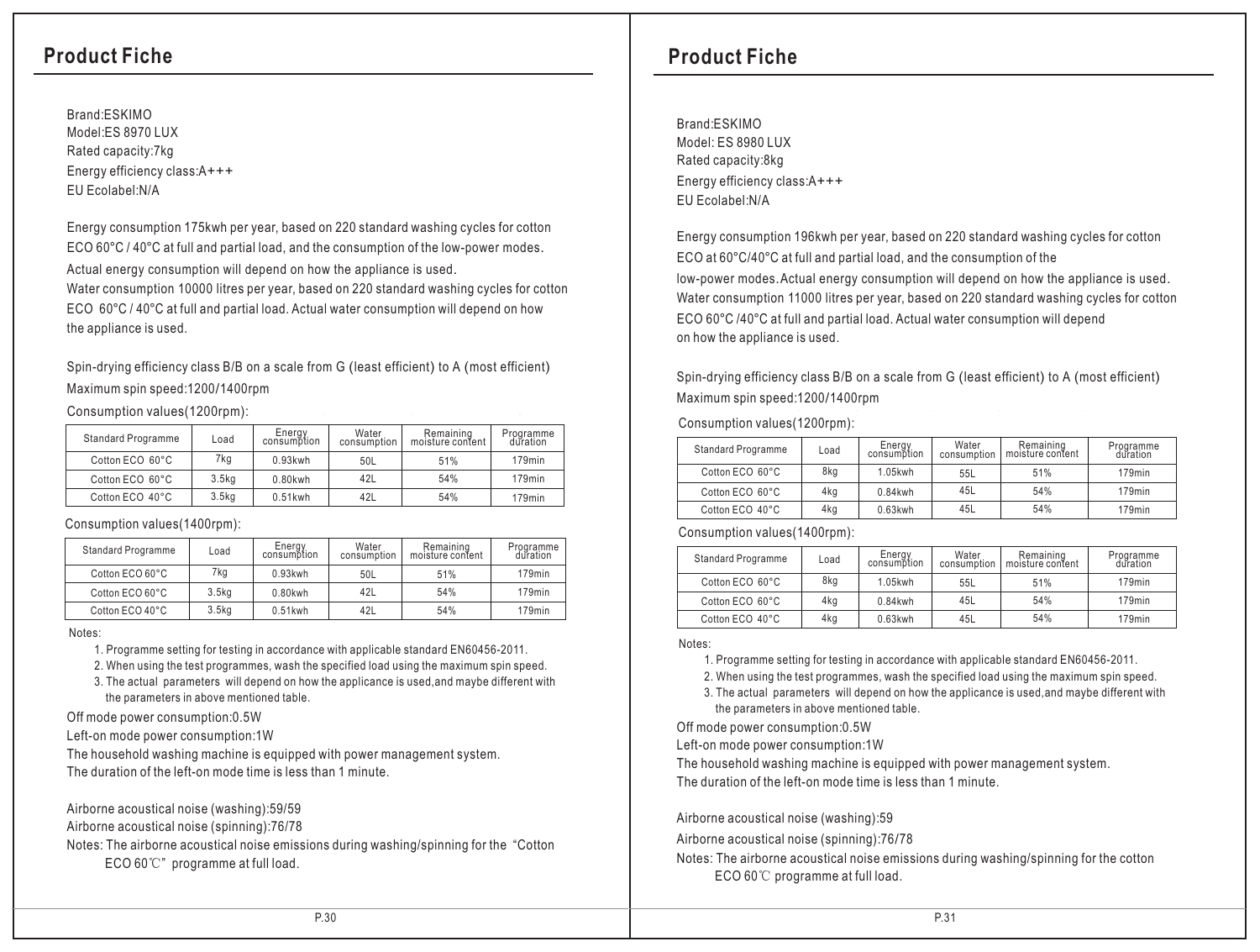## Product Fiche

Brand:ESKIMO
Model:ES 8970 LUX
Rated capacity:7kg
Energy efficiency class:A+++
EU Ecolabel:N/A

Energy consumption 175kwh per year, based on 220 standard washing cycles for cotton ECO 60°C / 40°C at full and partial load, and the consumption of the low-power modes. Actual energy consumption will depend on how the appliance is used.
Water consumption 10000 litres per year, based on 220 standard washing cycles for cotton ECO 60°C / 40°C at full and partial load. Actual water consumption will depend on how the appliance is used.

Spin-drying efficiency class B/B on a scale from G (least efficient) to A (most efficient)
Maximum spin speed:1200/1400rpm

Consumption values(1200rpm):

| Standard Programme | Load | Energy consumption | Water consumption | Remaining moisture content | Programme duration |
|---|---|---|---|---|---|
| Cotton ECO 60°C | 7kg | 0.93kwh | 50L | 51% | 179min |
| Cotton ECO 60°C | 3.5kg | 0.80kwh | 42L | 54% | 179min |
| Cotton ECO 40°C | 3.5kg | 0.51kwh | 42L | 54% | 179min |

Consumption values(1400rpm):

| Standard Programme | Load | Energy consumption | Water consumption | Remaining moisture content | Programme duration |
|---|---|---|---|---|---|
| Cotton ECO 60°C | 7kg | 0.93kwh | 50L | 51% | 179min |
| Cotton ECO 60°C | 3.5kg | 0.80kwh | 42L | 54% | 179min |
| Cotton ECO 40°C | 3.5kg | 0.51kwh | 42L | 54% | 179min |

Notes:

1. Programme setting for testing in accordance with applicable standard EN60456-2011.
2. When using the test programmes, wash the specified load using the maximum spin speed.
3. The actual parameters will depend on how the applicance is used,and maybe different with the parameters in above mentioned table.

Off mode power consumption:0.5W
Left-on mode power consumption:1W
The household washing machine is equipped with power management system.
The duration of the left-on mode time is less than 1 minute.

Airborne acoustical noise (washing):59/59
Airborne acoustical noise (spinning):76/78
Notes: The airborne acoustical noise emissions during washing/spinning for the "Cotton ECO 60℃" programme at full load.

## Product Fiche

Brand:ESKIMO
Model: ES 8980 LUX
Rated capacity:8kg
Energy efficiency class:A+++
EU Ecolabel:N/A

Energy consumption 196kwh per year, based on 220 standard washing cycles for cotton ECO at 60°C/40°C at full and partial load, and the consumption of the low-power modes. Actual energy consumption will depend on how the appliance is used.
Water consumption 11000 litres per year, based on 220 standard washing cycles for cotton ECO 60°C /40°C at full and partial load. Actual water consumption will depend on how the appliance is used.

Spin-drying efficiency class B/B on a scale from G (least efficient) to A (most efficient)
Maximum spin speed:1200/1400rpm

Consumption values(1200rpm):

| Standard Programme | Load | Energy consumption | Water consumption | Remaining moisture content | Programme duration |
|---|---|---|---|---|---|
| Cotton ECO 60°C | 8kg | 1.05kwh | 55L | 51% | 179min |
| Cotton ECO 60°C | 4kg | 0.84kwh | 45L | 54% | 179min |
| Cotton ECO 40°C | 4kg | 0.63kwh | 45L | 54% | 179min |

Consumption values(1400rpm):

| Standard Programme | Load | Energy consumption | Water consumption | Remaining moisture content | Programme duration |
|---|---|---|---|---|---|
| Cotton ECO 60°C | 8kg | 1.05kwh | 55L | 51% | 179min |
| Cotton ECO 60°C | 4kg | 0.84kwh | 45L | 54% | 179min |
| Cotton ECO 40°C | 4kg | 0.63kwh | 45L | 54% | 179min |

Notes:

1. Programme setting for testing in accordance with applicable standard EN60456-2011.
2. When using the test programmes, wash the specified load using the maximum spin speed.
3. The actual parameters will depend on how the applicance is used,and maybe different with the parameters in above mentioned table.

Off mode power consumption:0.5W
Left-on mode power consumption:1W
The household washing machine is equipped with power management system.
The duration of the left-on mode time is less than 1 minute.

Airborne acoustical noise (washing):59
Airborne acoustical noise (spinning):76/78
Notes: The airborne acoustical noise emissions during washing/spinning for the cotton ECO 60℃ programme at full load.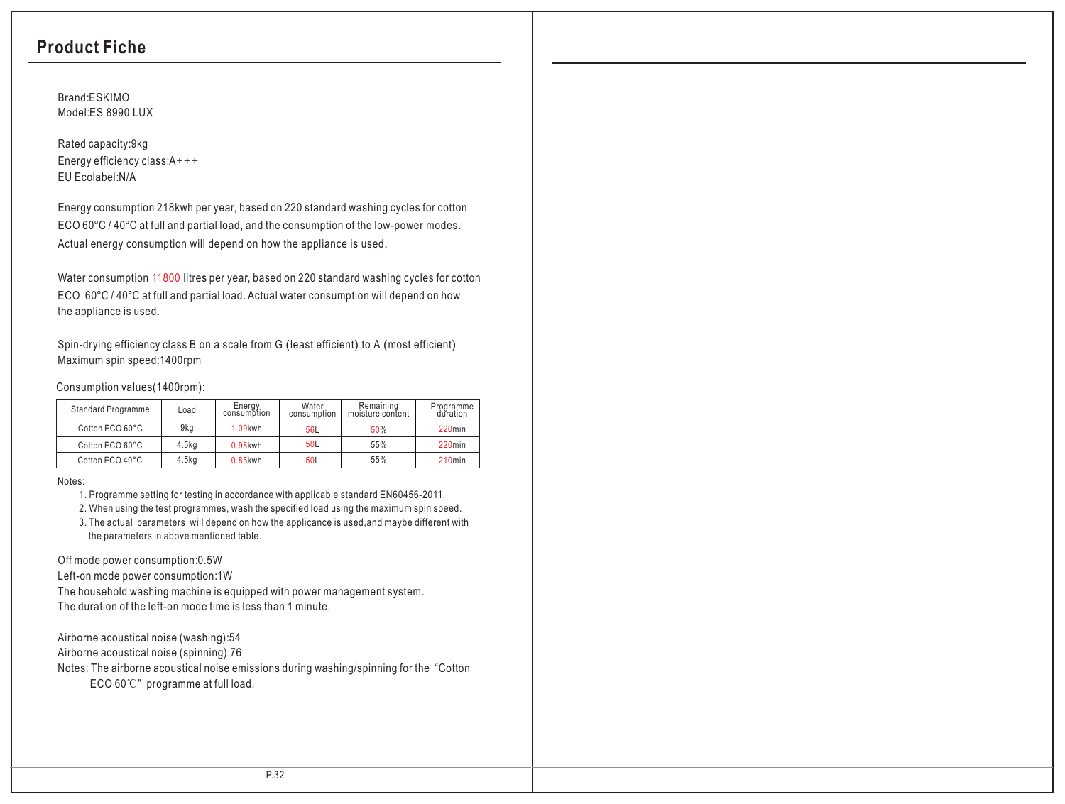## Product Fiche

Brand:ESKIMO
Model:ES 8990 LUX

Rated capacity:9kg
Energy efficiency class:A+++
EU Ecolabel:N/A

Energy consumption 218kwh per year, based on 220 standard washing cycles for cotton ECO 60°C / 40°C at full and partial load, and the consumption of the low-power modes. Actual energy consumption will depend on how the appliance is used.

Water consumption 11800 litres per year, based on 220 standard washing cycles for cotton ECO 60°C / 40°C at full and partial load. Actual water consumption will depend on how the appliance is used.

Spin-drying efficiency class B on a scale from G (least efficient) to A (most efficient)
Maximum spin speed:1400rpm

Consumption values(1400rpm):

| Standard Programme | Load | Energy consumption | Water consumption | Remaining moisture content | Programme duration |
|---|---|---|---|---|---|
| Cotton ECO 60°C | 9kg | 1.09kwh | 56L | 50% | 220min |
| Cotton ECO 60°C | 4.5kg | 0.98kwh | 50L | 55% | 220min |
| Cotton ECO 40°C | 4.5kg | 0.85kwh | 50L | 55% | 210min |

Notes:

1. Programme setting for testing in accordance with applicable standard EN60456-2011.
2. When using the test programmes, wash the specified load using the maximum spin speed.
3. The actual parameters will depend on how the applicance is used,and maybe different with the parameters in above mentioned table.

Off mode power consumption:0.5W
Left-on mode power consumption:1W
The household washing machine is equipped with power management system.
The duration of the left-on mode time is less than 1 minute.

Airborne acoustical noise (washing):54
Airborne acoustical noise (spinning):76
Notes: The airborne acoustical noise emissions during washing/spinning for the "Cotton ECO 60℃" programme at full load.